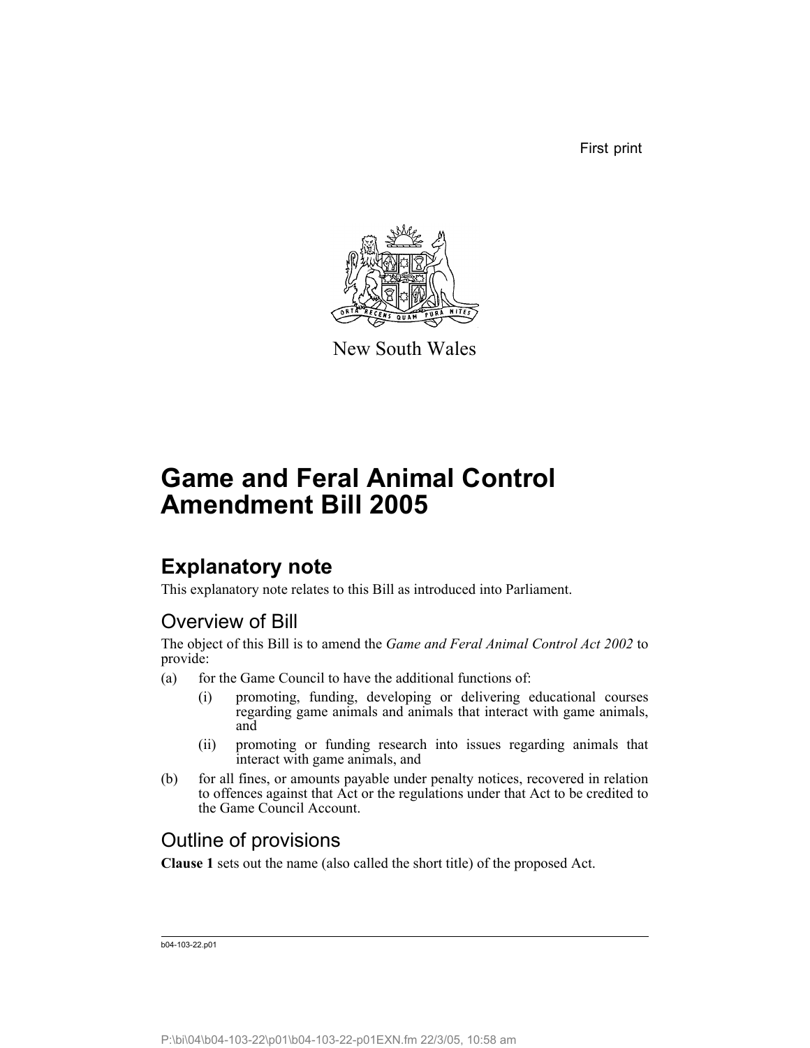First print

New South Wales

# Game and Feral Animal Control Amendment Bill 2005

## Explanatory note

This explanatory note relates to this Bill as introduced into Parliament.

### Overview of Bill

The object of this Bill is to amend the *Game and Feral Animal Control Act 2002* to provide:

(a) for the Game Council to have the additional functions of:

    (i) promoting, funding, developing or delivering educational courses regarding game animals and animals that interact with game animals, and

    (ii) promoting or funding research into issues regarding animals that interact with game animals, and

(b) for all fines, or amounts payable under penalty notices, recovered in relation to offences against that Act or the regulations under that Act to be credited to the Game Council Account.

### Outline of provisions

**Clause 1** sets out the name (also called the short title) of the proposed Act.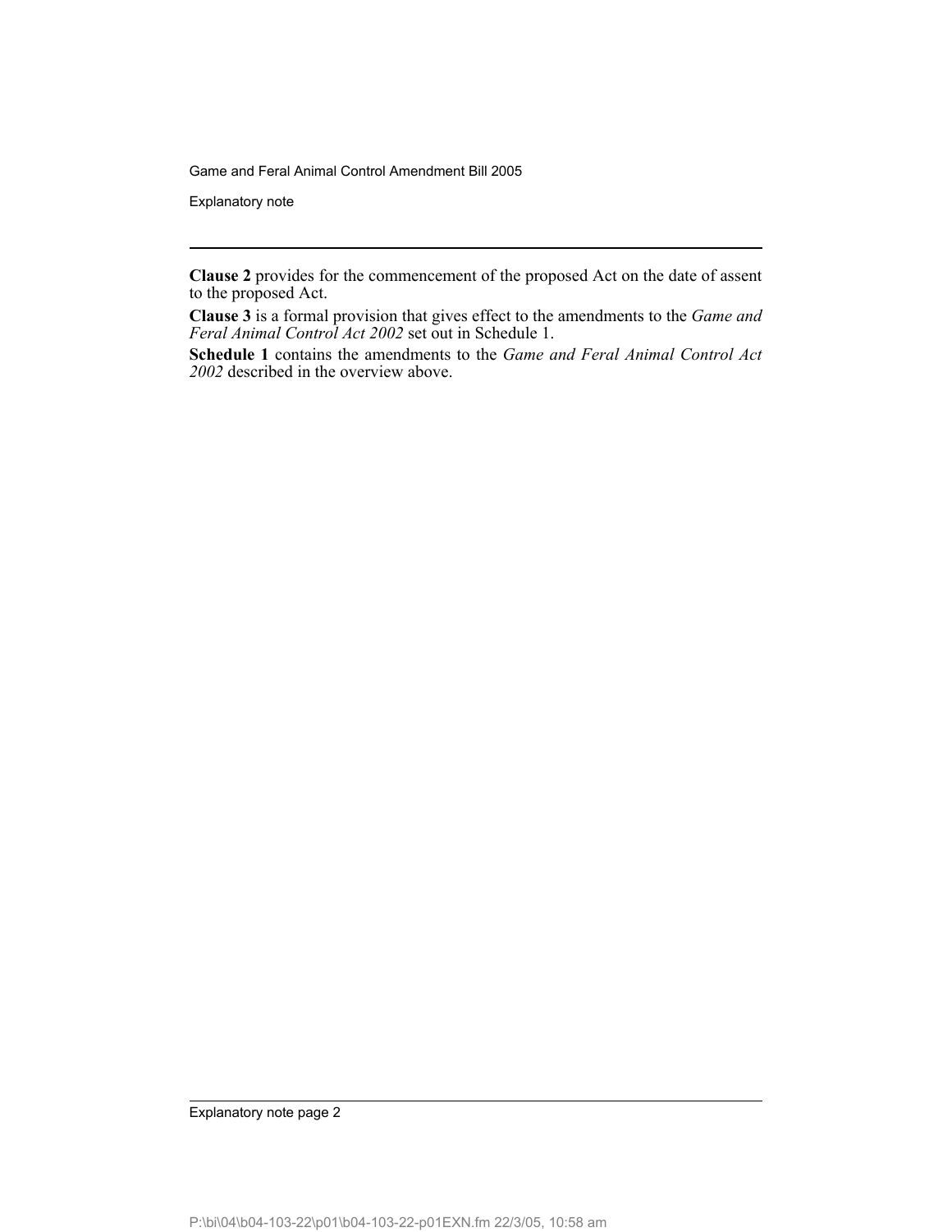**Clause 2** provides for the commencement of the proposed Act on the date of assent to the proposed Act.

**Clause 3** is a formal provision that gives effect to the amendments to the *Game and Feral Animal Control Act 2002* set out in Schedule 1.

**Schedule 1** contains the amendments to the *Game and Feral Animal Control Act 2002* described in the overview above.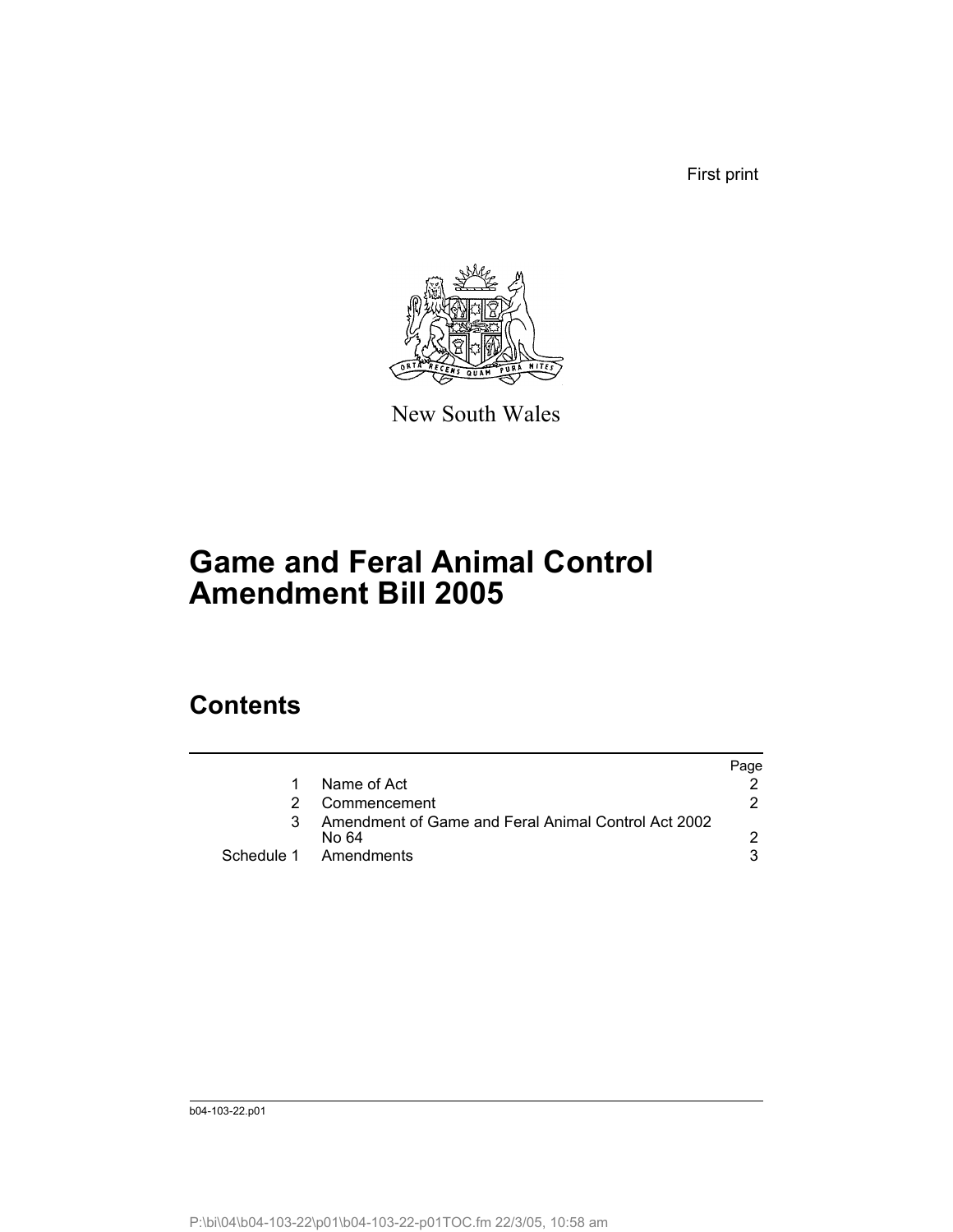First print

New South Wales

# Game and Feral Animal Control Amendment Bill 2005

## Contents

| | | Page |
|---|---|---|
| 1 | Name of Act | 2 |
| 2 | Commencement | 2 |
| 3 | Amendment of Game and Feral Animal Control Act 2002 No 64 | 2 |
| Schedule 1 | Amendments | 3 |

b04-103-22.p01

P:\bi\04\b04-103-22\p01\b04-103-22-p01TOC.fm 22/3/05, 10:58 am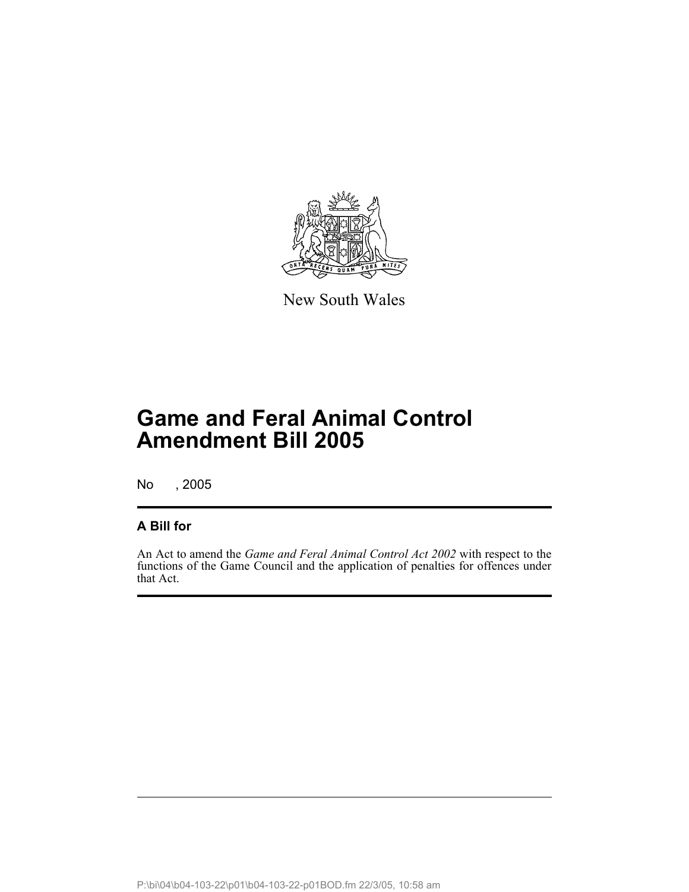New South Wales

# Game and Feral Animal Control Amendment Bill 2005

No , 2005

## A Bill for

An Act to amend the *Game and Feral Animal Control Act 2002* with respect to the functions of the Game Council and the application of penalties for offences under that Act.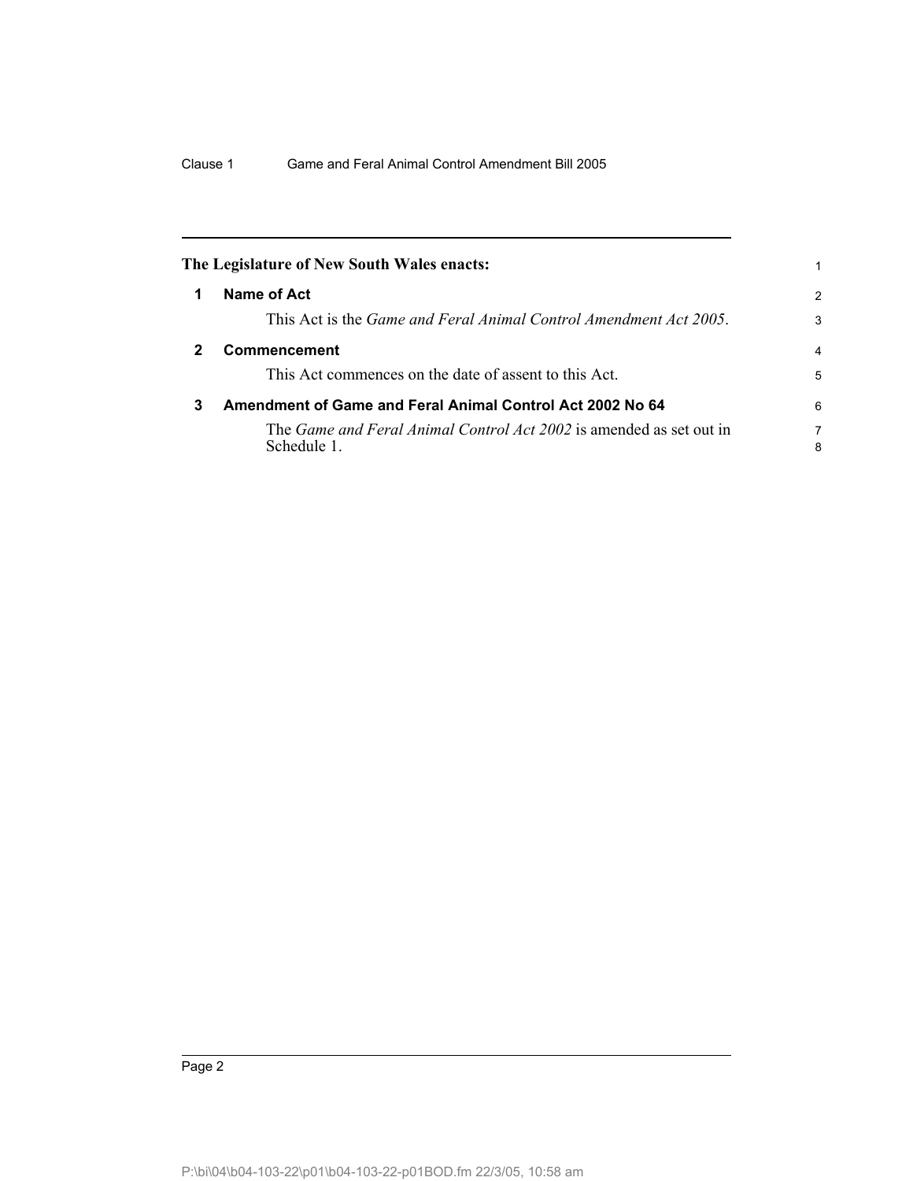**The Legislature of New South Wales enacts:**

## 1 Name of Act

This Act is the *Game and Feral Animal Control Amendment Act 2005*.

## 2 Commencement

This Act commences on the date of assent to this Act.

## 3 Amendment of Game and Feral Animal Control Act 2002 No 64

The *Game and Feral Animal Control Act 2002* is amended as set out in Schedule 1.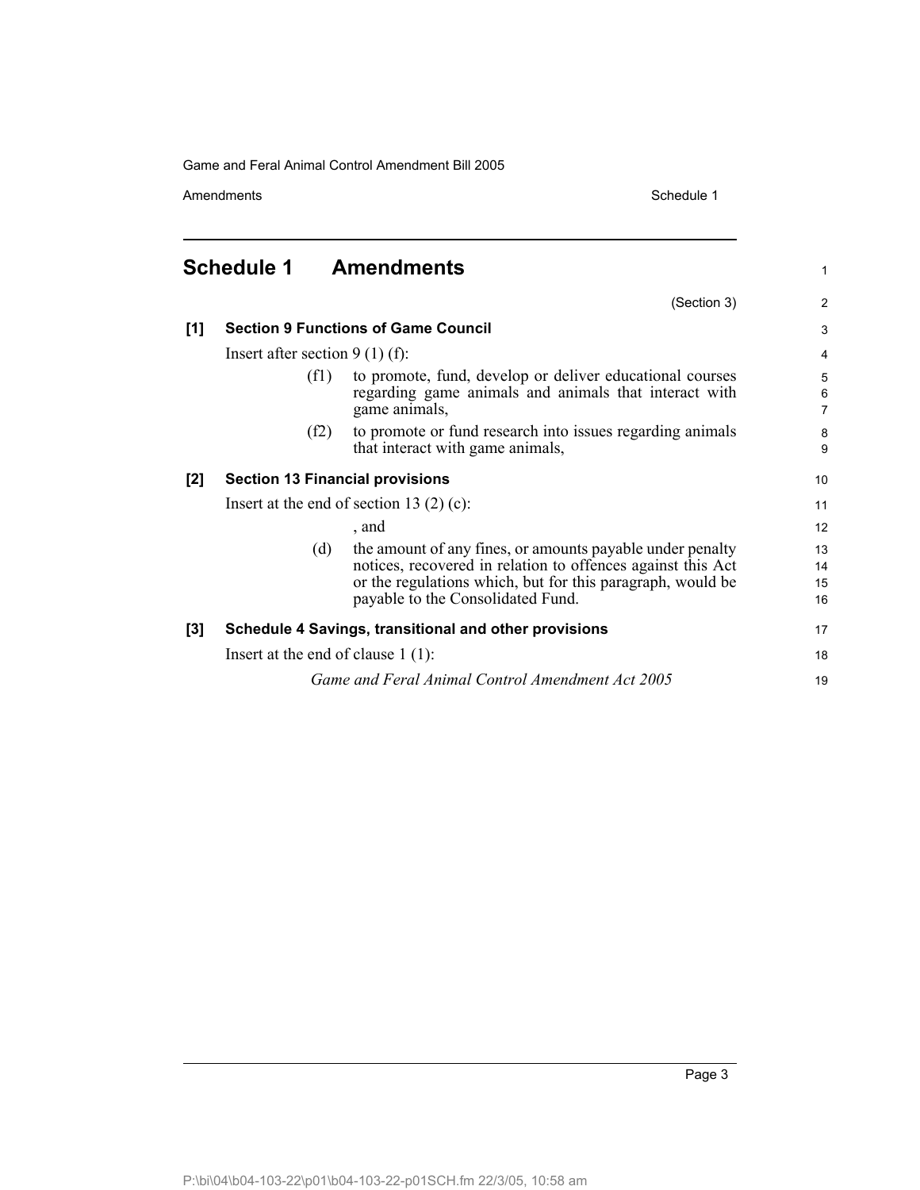## Schedule 1 Amendments

(Section 3)

### [1] Section 9 Functions of Game Council

Insert after section 9 (1) (f):

> (f1) to promote, fund, develop or deliver educational courses regarding game animals and animals that interact with game animals,
>
> (f2) to promote or fund research into issues regarding animals that interact with game animals,

### [2] Section 13 Financial provisions

Insert at the end of section 13 (2) (c):

> , and
>
> (d) the amount of any fines, or amounts payable under penalty notices, recovered in relation to offences against this Act or the regulations which, but for this paragraph, would be payable to the Consolidated Fund.

### [3] Schedule 4 Savings, transitional and other provisions

Insert at the end of clause 1 (1):

> *Game and Feral Animal Control Amendment Act 2005*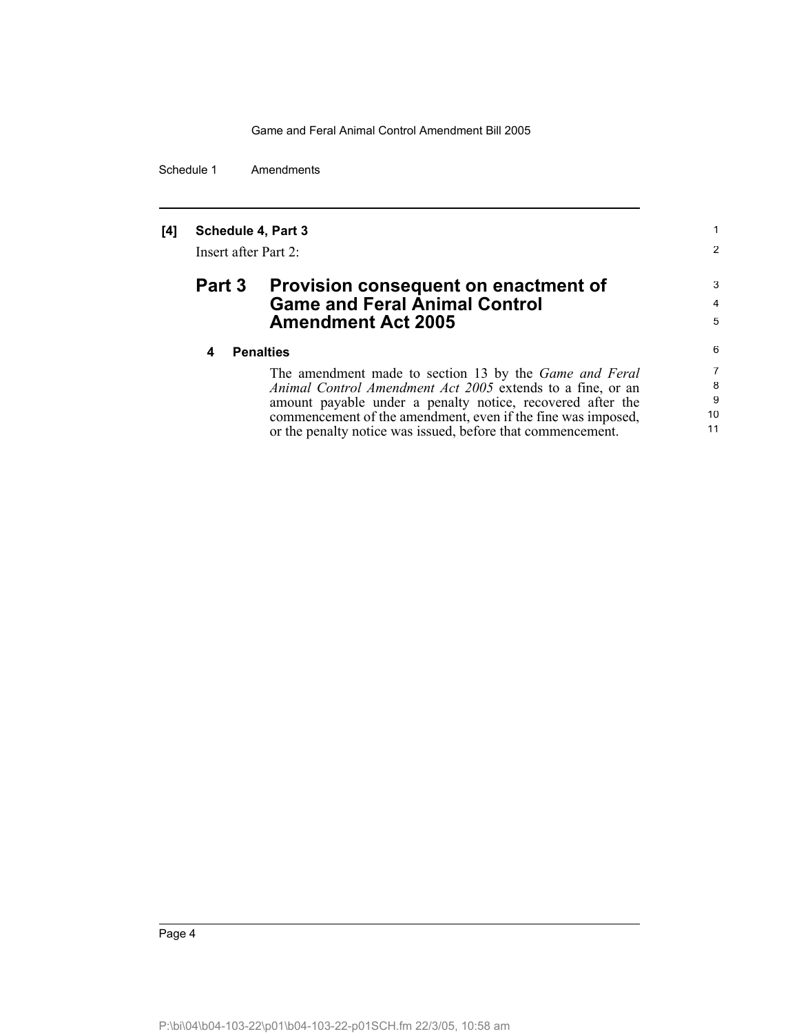**[4] Schedule 4, Part 3**

Insert after Part 2:

## Part 3 Provision consequent on enactment of Game and Feral Animal Control Amendment Act 2005

### 4 Penalties

The amendment made to section 13 by the *Game and Feral Animal Control Amendment Act 2005* extends to a fine, or an amount payable under a penalty notice, recovered after the commencement of the amendment, even if the fine was imposed, or the penalty notice was issued, before that commencement.